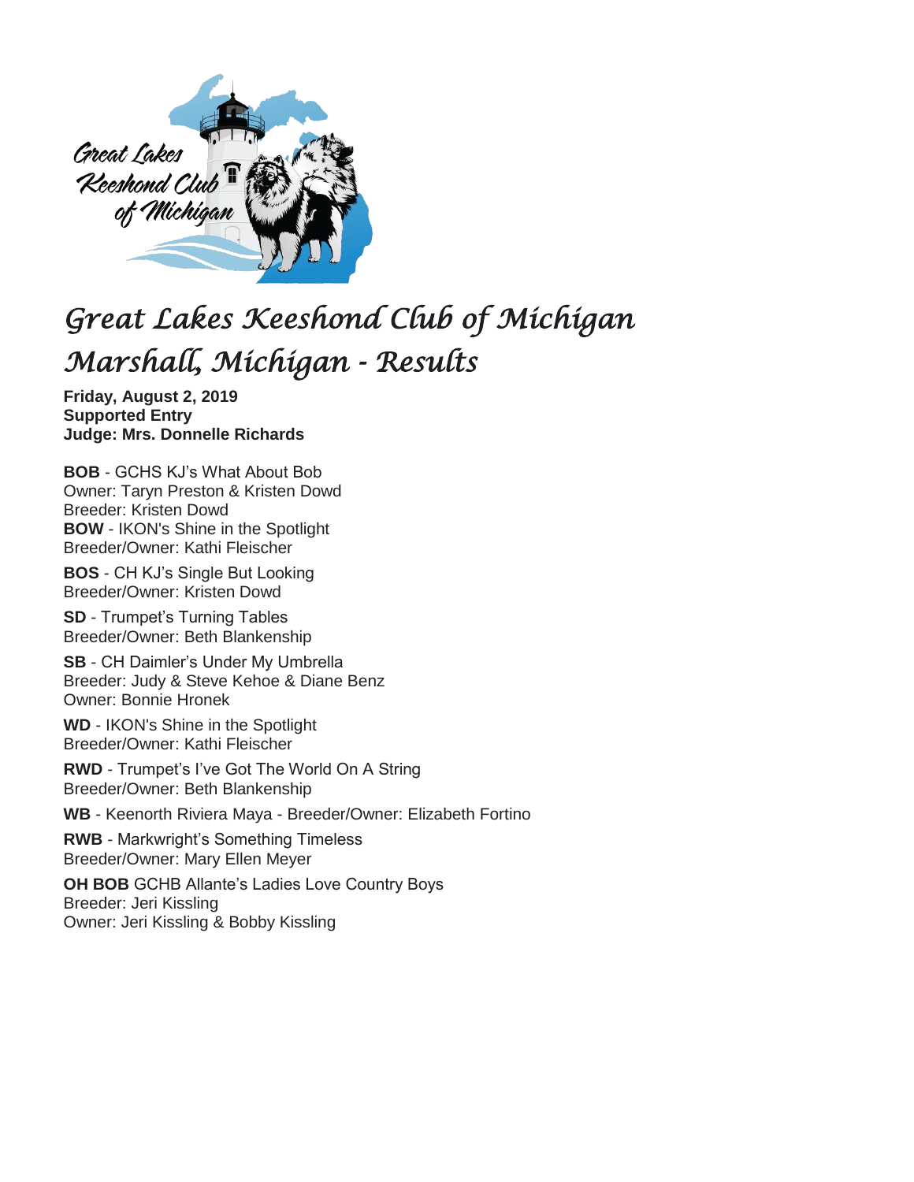# Great Lakes Keeshond Club of Michigan
# Marshall, Michigan - Results

**Friday, August 2, 2019**
**Supported Entry**
**Judge: Mrs. Donnelle Richards**

**BOB** - GCHS KJ's What About Bob
Owner: Taryn Preston & Kristen Dowd
Breeder: Kristen Dowd
**BOW** - IKON's Shine in the Spotlight
Breeder/Owner: Kathi Fleischer

**BOS** - CH KJ's Single But Looking
Breeder/Owner: Kristen Dowd

**SD** - Trumpet's Turning Tables
Breeder/Owner: Beth Blankenship

**SB** - CH Daimler's Under My Umbrella
Breeder: Judy & Steve Kehoe & Diane Benz
Owner: Bonnie Hronek

**WD** - IKON's Shine in the Spotlight
Breeder/Owner: Kathi Fleischer

**RWD** - Trumpet's I've Got The World On A String
Breeder/Owner: Beth Blankenship

**WB** - Keenorth Riviera Maya - Breeder/Owner: Elizabeth Fortino

**RWB** - Markwright's Something Timeless
Breeder/Owner: Mary Ellen Meyer

**OH BOB** GCHB Allante's Ladies Love Country Boys
Breeder: Jeri Kissling
Owner: Jeri Kissling & Bobby Kissling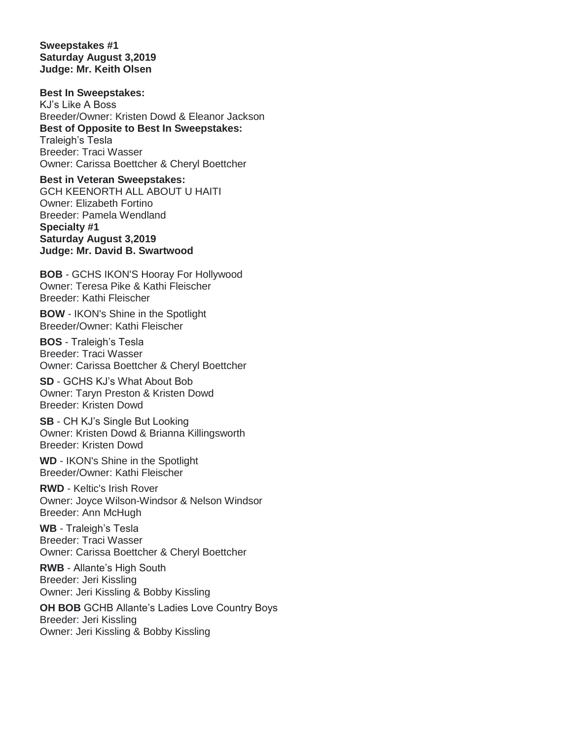**Sweepstakes #1**
**Saturday August 3,2019**
**Judge: Mr. Keith Olsen**

**Best In Sweepstakes:**
KJ's Like A Boss
Breeder/Owner: Kristen Dowd & Eleanor Jackson

**Best of Opposite to Best In Sweepstakes:**
Traleigh's Tesla
Breeder: Traci Wasser
Owner: Carissa Boettcher & Cheryl Boettcher

**Best in Veteran Sweepstakes:**
GCH KEENORTH ALL ABOUT U HAITI
Owner: Elizabeth Fortino
Breeder: Pamela Wendland

**Specialty #1**
**Saturday August 3,2019**
**Judge: Mr. David B. Swartwood**

**BOB** - GCHS IKON'S Hooray For Hollywood
Owner: Teresa Pike & Kathi Fleischer
Breeder: Kathi Fleischer

**BOW** - IKON's Shine in the Spotlight
Breeder/Owner: Kathi Fleischer

**BOS** - Traleigh's Tesla
Breeder: Traci Wasser
Owner: Carissa Boettcher & Cheryl Boettcher

**SD** - GCHS KJ's What About Bob
Owner: Taryn Preston & Kristen Dowd
Breeder: Kristen Dowd

**SB** - CH KJ's Single But Looking
Owner: Kristen Dowd & Brianna Killingsworth
Breeder: Kristen Dowd

**WD** - IKON's Shine in the Spotlight
Breeder/Owner: Kathi Fleischer

**RWD** - Keltic's Irish Rover
Owner: Joyce Wilson-Windsor & Nelson Windsor
Breeder: Ann McHugh

**WB** - Traleigh's Tesla
Breeder: Traci Wasser
Owner: Carissa Boettcher & Cheryl Boettcher

**RWB** - Allante's High South
Breeder: Jeri Kissling
Owner: Jeri Kissling & Bobby Kissling

**OH BOB** GCHB Allante's Ladies Love Country Boys
Breeder: Jeri Kissling
Owner: Jeri Kissling & Bobby Kissling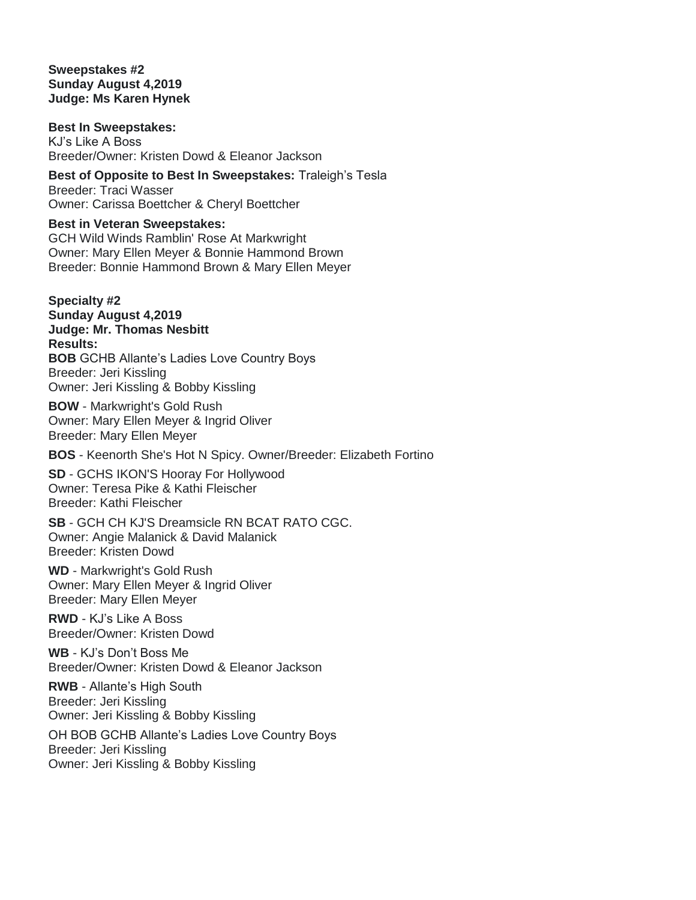**Sweepstakes #2**
**Sunday August 4,2019**
**Judge: Ms Karen Hynek**

**Best In Sweepstakes:**
KJ's Like A Boss
Breeder/Owner: Kristen Dowd & Eleanor Jackson

**Best of Opposite to Best In Sweepstakes:** Traleigh's Tesla
Breeder: Traci Wasser
Owner: Carissa Boettcher & Cheryl Boettcher

**Best in Veteran Sweepstakes:**
GCH Wild Winds Ramblin' Rose At Markwright
Owner: Mary Ellen Meyer & Bonnie Hammond Brown
Breeder: Bonnie Hammond Brown & Mary Ellen Meyer

**Specialty #2**
**Sunday August 4,2019**
**Judge: Mr. Thomas Nesbitt**
**Results:**

**BOB** GCHB Allante's Ladies Love Country Boys
Breeder: Jeri Kissling
Owner: Jeri Kissling & Bobby Kissling

**BOW** - Markwright's Gold Rush
Owner: Mary Ellen Meyer & Ingrid Oliver
Breeder: Mary Ellen Meyer

**BOS** - Keenorth She's Hot N Spicy. Owner/Breeder: Elizabeth Fortino

**SD** - GCHS IKON'S Hooray For Hollywood
Owner: Teresa Pike & Kathi Fleischer
Breeder: Kathi Fleischer

**SB** - GCH CH KJ'S Dreamsicle RN BCAT RATO CGC.
Owner: Angie Malanick & David Malanick
Breeder: Kristen Dowd

**WD** - Markwright's Gold Rush
Owner: Mary Ellen Meyer & Ingrid Oliver
Breeder: Mary Ellen Meyer

**RWD** - KJ's Like A Boss
Breeder/Owner: Kristen Dowd

**WB** - KJ's Don't Boss Me
Breeder/Owner: Kristen Dowd & Eleanor Jackson

**RWB** - Allante's High South
Breeder: Jeri Kissling
Owner: Jeri Kissling & Bobby Kissling

OH BOB GCHB Allante's Ladies Love Country Boys
Breeder: Jeri Kissling
Owner: Jeri Kissling & Bobby Kissling